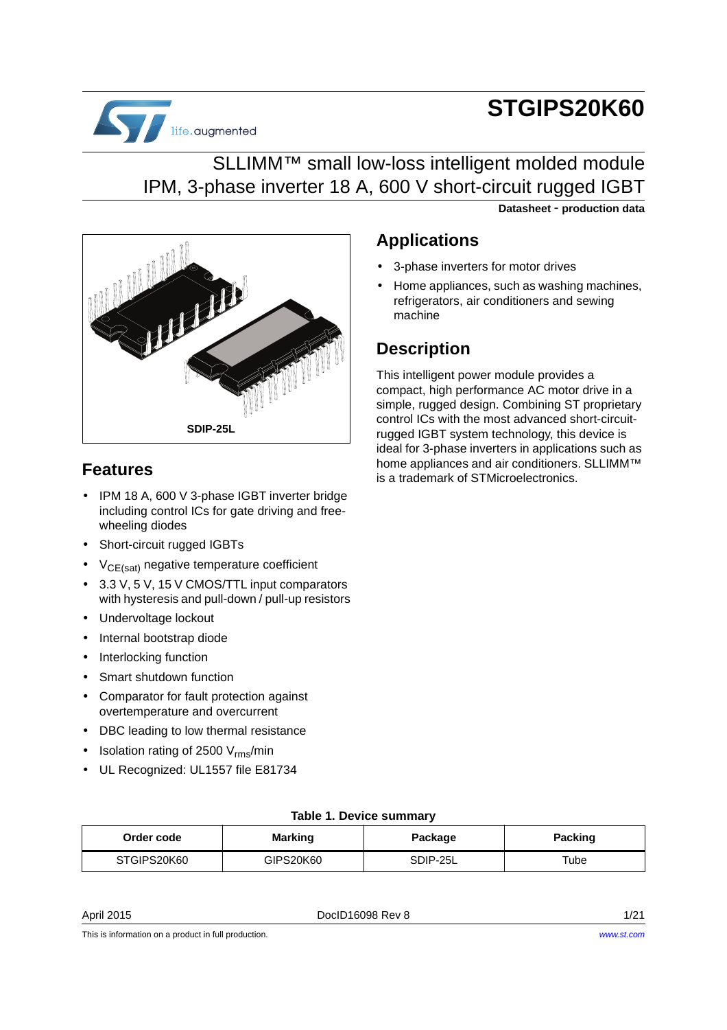# STGIPS20K60

## SLLIMM™ small low-loss intelligent molded module IPM, 3-phase inverter 18 A, 600 V short-circuit rugged IGBT

**Datasheet - production data**

SDIP-25L

## Features

- IPM 18 A, 600 V 3-phase IGBT inverter bridge including control ICs for gate driving and free-wheeling diodes
- Short-circuit rugged IGBTs
- $V_{CE(sat)}$ negative temperature coefficient
- 3.3 V, 5 V, 15 V CMOS/TTL input comparators with hysteresis and pull-down / pull-up resistors
- Undervoltage lockout
- Internal bootstrap diode
- Interlocking function
- Smart shutdown function
- Comparator for fault protection against overtemperature and overcurrent
- DBC leading to low thermal resistance
- Isolation rating of 2500 $V_{rms}$/min
- UL Recognized: UL1557 file E81734

## Applications

- 3-phase inverters for motor drives
- Home appliances, such as washing machines, refrigerators, air conditioners and sewing machine

## Description

This intelligent power module provides a compact, high performance AC motor drive in a simple, rugged design. Combining ST proprietary control ICs with the most advanced short-circuit-rugged IGBT system technology, this device is ideal for 3-phase inverters in applications such as home appliances and air conditioners. SLLIMM™ is a trademark of STMicroelectronics.

**Table 1. Device summary**

| Order code | Marking | Package | Packing |
|---|---|---|---|
| STGIPS20K60 | GIPS20K60 | SDIP-25L | Tube |

April 2015 DocID16098 Rev 8

This is information on a product in full production.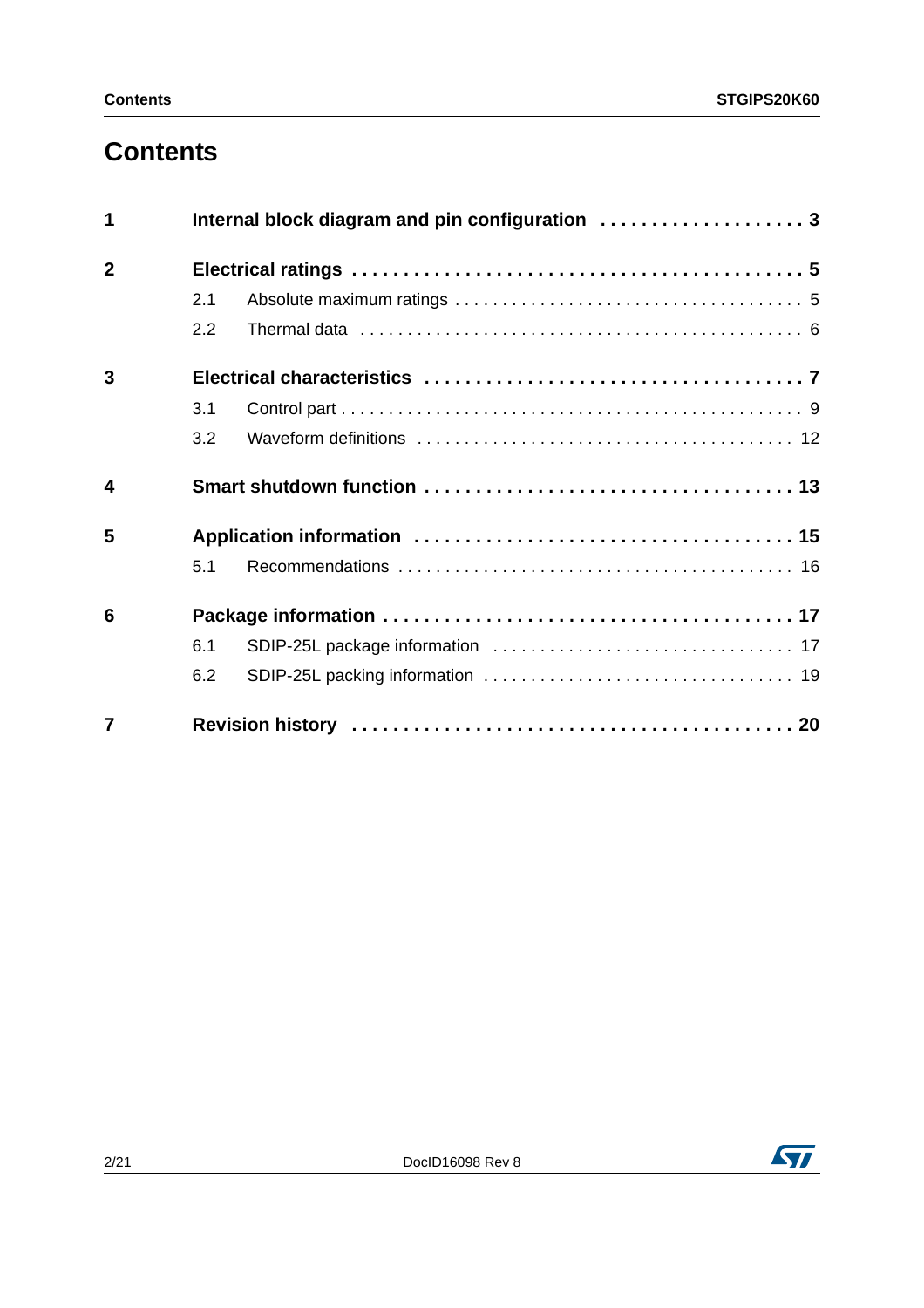# Contents

**1 Internal block diagram and pin configuration . . . . . . . . . . . . . . . . . . . . 3**

**2 Electrical ratings . . . . . . . . . . . . . . . . . . . . . . . . . . . . . . . . . . . . . . . . . . . . 5**

- 2.1 Absolute maximum ratings . . . . . . . . . . . . . . . . . . . . . . . . . . . . . . . . . . . . 5
- 2.2 Thermal data . . . . . . . . . . . . . . . . . . . . . . . . . . . . . . . . . . . . . . . . . . . . . . 6

**3 Electrical characteristics . . . . . . . . . . . . . . . . . . . . . . . . . . . . . . . . . . . 7**

- 3.1 Control part . . . . . . . . . . . . . . . . . . . . . . . . . . . . . . . . . . . . . . . . . . . . . . . . 9
- 3.2 Waveform definitions . . . . . . . . . . . . . . . . . . . . . . . . . . . . . . . . . . . . . . . 12

**4 Smart shutdown function . . . . . . . . . . . . . . . . . . . . . . . . . . . . . . . . . . . 13**

**5 Application information . . . . . . . . . . . . . . . . . . . . . . . . . . . . . . . . . . . . 15**

- 5.1 Recommendations . . . . . . . . . . . . . . . . . . . . . . . . . . . . . . . . . . . . . . . . . 16

**6 Package information . . . . . . . . . . . . . . . . . . . . . . . . . . . . . . . . . . . . . . 17**

- 6.1 SDIP-25L package information . . . . . . . . . . . . . . . . . . . . . . . . . . . . . . . 17
- 6.2 SDIP-25L packing information . . . . . . . . . . . . . . . . . . . . . . . . . . . . . . . . 19

**7 Revision history . . . . . . . . . . . . . . . . . . . . . . . . . . . . . . . . . . . . . . . . . . 20**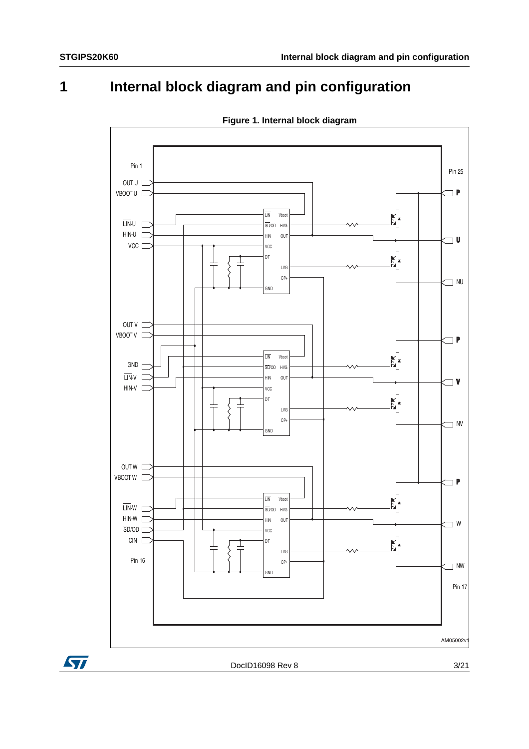# 1 Internal block diagram and pin configuration

**Figure 1. Internal block diagram**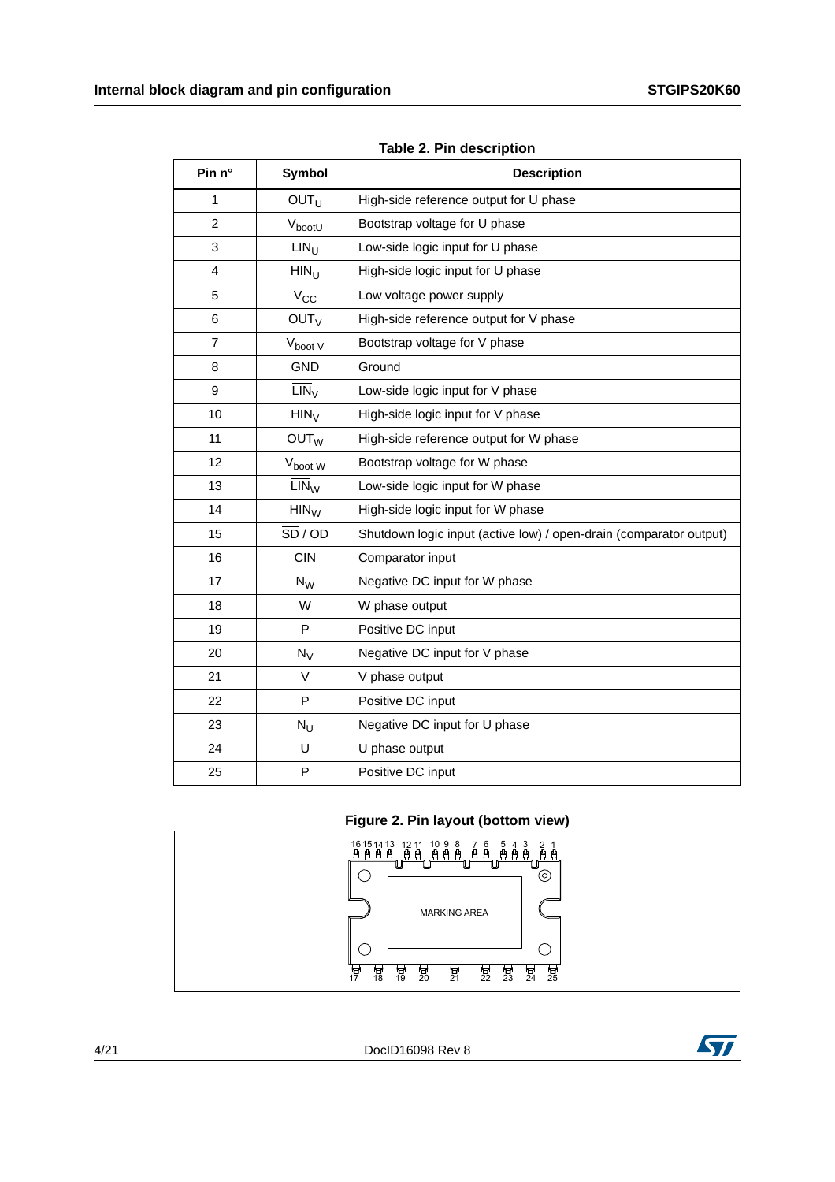**Table 2. Pin description**

| Pin n° | Symbol | Description |
|---|---|---|
| 1 | $OUT_U$ | High-side reference output for U phase |
| 2 | $V_{bootU}$ | Bootstrap voltage for U phase |
| 3 | $LIN_U$ | Low-side logic input for U phase |
| 4 | $HIN_U$ | High-side logic input for U phase |
| 5 | $V_{CC}$ | Low voltage power supply |
| 6 | $OUT_V$ | High-side reference output for V phase |
| 7 | $V_{boot\ V}$ | Bootstrap voltage for V phase |
| 8 | GND | Ground |
| 9 | $\overline{LIN}_V$ | Low-side logic input for V phase |
| 10 | $HIN_V$ | High-side logic input for V phase |
| 11 | $OUT_W$ | High-side reference output for W phase |
| 12 | $V_{boot\ W}$ | Bootstrap voltage for W phase |
| 13 | $\overline{LIN}_W$ | Low-side logic input for W phase |
| 14 | $HIN_W$ | High-side logic input for W phase |
| 15 | $\overline{SD}$ / OD | Shutdown logic input (active low) / open-drain (comparator output) |
| 16 | CIN | Comparator input |
| 17 | $N_W$ | Negative DC input for W phase |
| 18 | W | W phase output |
| 19 | P | Positive DC input |
| 20 | $N_V$ | Negative DC input for V phase |
| 21 | V | V phase output |
| 22 | P | Positive DC input |
| 23 | $N_U$ | Negative DC input for U phase |
| 24 | U | U phase output |
| 25 | P | Positive DC input |

**Figure 2. Pin layout (bottom view)**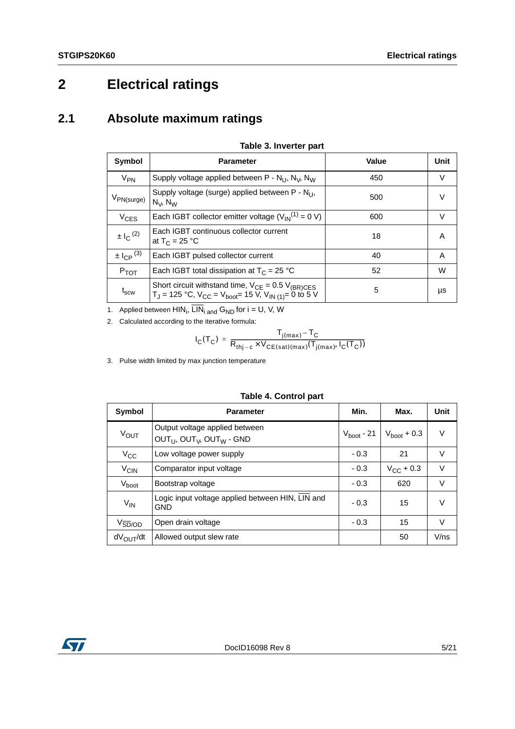# 2 Electrical ratings

## 2.1 Absolute maximum ratings

**Table 3. Inverter part**

| Symbol | Parameter | Value | Unit |
|---|---|---|---|
| $V_{PN}$ | Supply voltage applied between P - $N_U$, $N_V$, $N_W$ | 450 | V |
| $V_{PN(surge)}$ | Supply voltage (surge) applied between P - $N_U$, $N_V$, $N_W$ | 500 | V |
| $V_{CES}$ | Each IGBT collector emitter voltage ($V_{IN}$[1] = 0 V) | 600 | V |
| $\pm I_C$ [2] | Each IGBT continuous collector current at $T_C$ = 25 °C | 18 | A |
| $\pm I_{CP}$ [3] | Each IGBT pulsed collector current | 40 | A |
| $P_{TOT}$ | Each IGBT total dissipation at $T_C$ = 25 °C | 52 | W |
| $t_{scw}$ | Short circuit withstand time, $V_{CE}$ = 0.5 $V_{(BR)CES}$ $T_J$ = 125 °C, $V_{CC}$ = $V_{boot}$= 15 V, $V_{IN\ (1)}$= 0 to 5 V | 5 | µs |

1. Applied between $HIN_i$, $\overline{LIN}_i$ and $G_{ND}$ for i = U, V, W
2. Calculated according to the iterative formula:

$$I_C(T_C) = \frac{T_{j(max)} - T_C}{R_{thj-c} \times V_{CE(sat)(max)}(T_{j(max)}, I_C(T_C))}$$

3. Pulse width limited by max junction temperature

**Table 4. Control part**

| Symbol | Parameter | Min. | Max. | Unit |
|---|---|---|---|---|
| $V_{OUT}$ | Output voltage applied between $OUT_U$, $OUT_V$, $OUT_W$ - GND | $V_{boot}$ - 21 | $V_{boot}$ + 0.3 | V |
| $V_{CC}$ | Low voltage power supply | - 0.3 | 21 | V |
| $V_{CIN}$ | Comparator input voltage | - 0.3 | $V_{CC}$ + 0.3 | V |
| $V_{boot}$ | Bootstrap voltage | - 0.3 | 620 | V |
| $V_{IN}$ | Logic input voltage applied between HIN, $\overline{LIN}$ and GND | - 0.3 | 15 | V |
| $V_{\overline{SD}/OD}$ | Open drain voltage | - 0.3 | 15 | V |
| $dV_{OUT}/dt$ | Allowed output slew rate | | 50 | V/ns |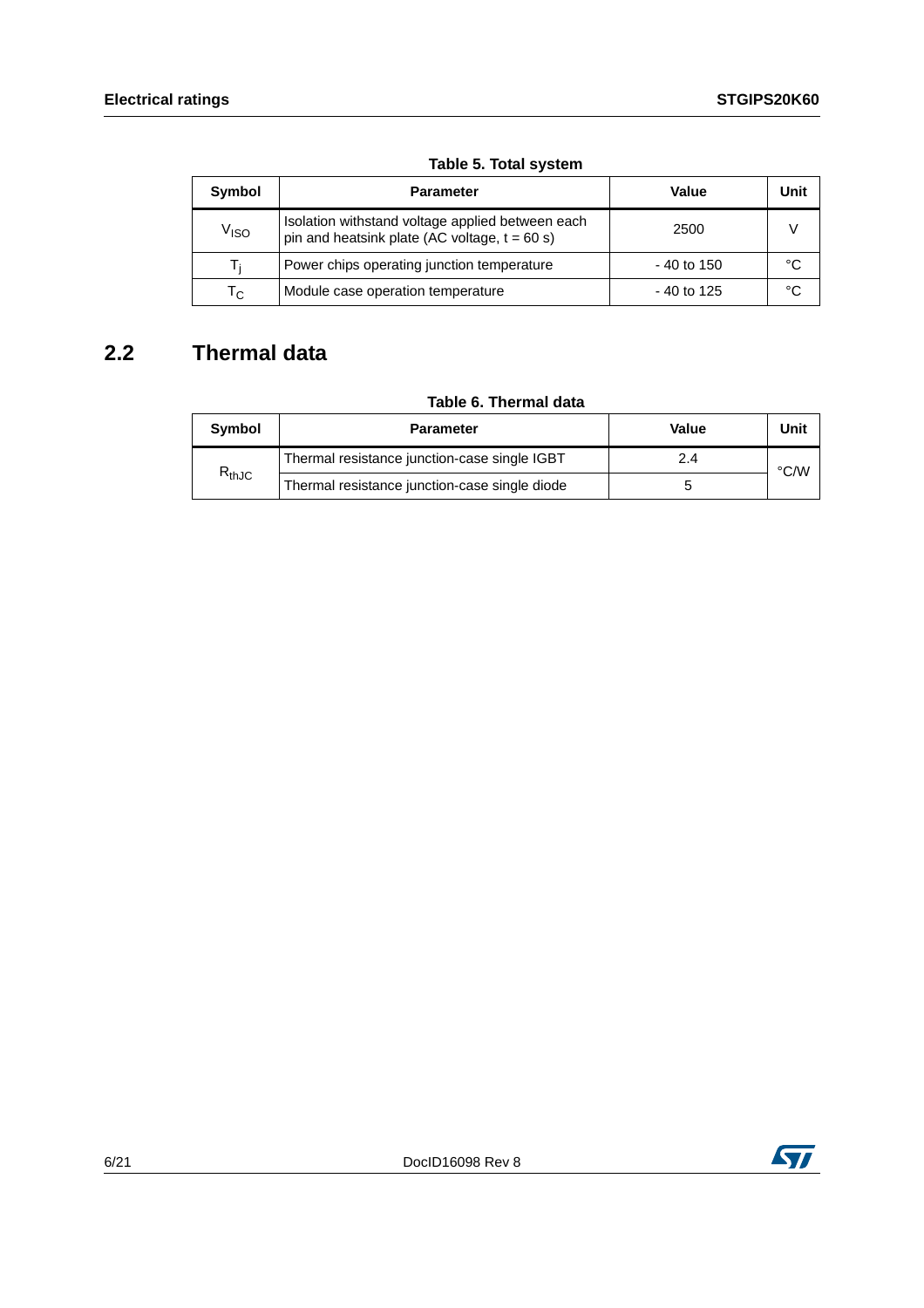**Table 5. Total system**

| Symbol | Parameter | Value | Unit |
|---|---|---|---|
| $V_{ISO}$ | Isolation withstand voltage applied between each pin and heatsink plate (AC voltage, t = 60 s) | 2500 | V |
| $T_j$ | Power chips operating junction temperature | - 40 to 150 | °C |
| $T_C$ | Module case operation temperature | - 40 to 125 | °C |

## 2.2 Thermal data

**Table 6. Thermal data**

| Symbol | Parameter | Value | Unit |
|---|---|---|---|
| $R_{thJC}$ | Thermal resistance junction-case single IGBT | 2.4 | °C/W |
| | Thermal resistance junction-case single diode | 5 | |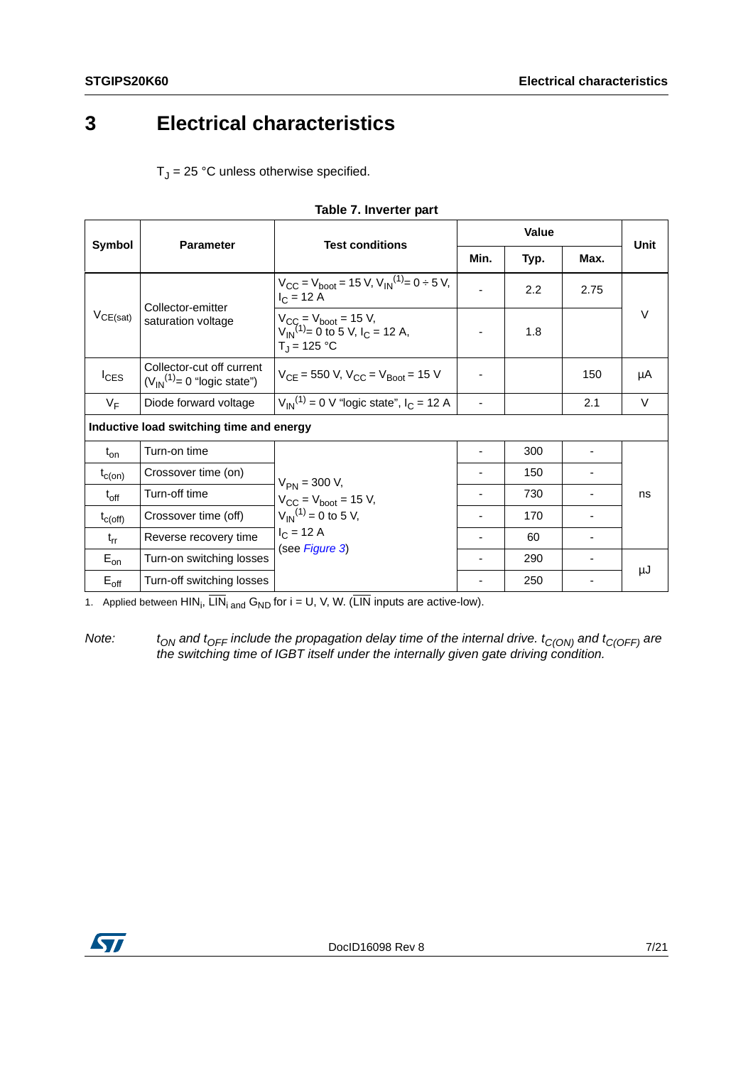# 3 Electrical characteristics

$T_J$ = 25 °C unless otherwise specified.

**Table 7. Inverter part**

| Symbol | Parameter | Test conditions | Value | | | Unit |
|---|---|---|---|---|---|---|
| | | | Min. | Typ. | Max. | |
| $V_{CE(sat)}$ | Collector-emitter saturation voltage | $V_{CC} = V_{boot}$ = 15 V, $V_{IN}$[(1)] = 0 ÷ 5 V, $I_C$ = 12 A | - | 2.2 | 2.75 | V |
| | | $V_{CC} = V_{boot}$ = 15 V, $V_{IN}$[(1)] = 0 to 5 V, $I_C$ = 12 A, $T_J$ = 125 °C | - | 1.8 | | V |
| $I_{CES}$ | Collector-cut off current ($V_{IN}$[(1)] = 0 "logic state") | $V_{CE}$ = 550 V, $V_{CC} = V_{Boot}$ = 15 V | - | | 150 | µA |
| $V_F$ | Diode forward voltage | $V_{IN}$[(1)] = 0 V "logic state", $I_C$ = 12 A | - | | 2.1 | V |
| **Inductive load switching time and energy** | | | | | | |
| $t_{on}$ | Turn-on time | $V_{PN}$ = 300 V, $V_{CC} = V_{boot}$ = 15 V, $V_{IN}$[(1)] = 0 to 5 V, $I_C$ = 12 A (see *Figure 3*) | - | 300 | - | ns |
| $t_{c(on)}$ | Crossover time (on) | | - | 150 | - | ns |
| $t_{off}$ | Turn-off time | | - | 730 | - | ns |
| $t_{c(off)}$ | Crossover time (off) | | - | 170 | - | ns |
| $t_{rr}$ | Reverse recovery time | | - | 60 | - | ns |
| $E_{on}$ | Turn-on switching losses | | - | 290 | - | µJ |
| $E_{off}$ | Turn-off switching losses | | - | 250 | - | µJ |

1. Applied between $HIN_i$, $\overline{LIN}_i$ and $G_{ND}$ for i = U, V, W. ($\overline{LIN}$ inputs are active-low).

*Note: $t_{ON}$ and $t_{OFF}$ include the propagation delay time of the internal drive. $t_{C(ON)}$ and $t_{C(OFF)}$ are the switching time of IGBT itself under the internally given gate driving condition.*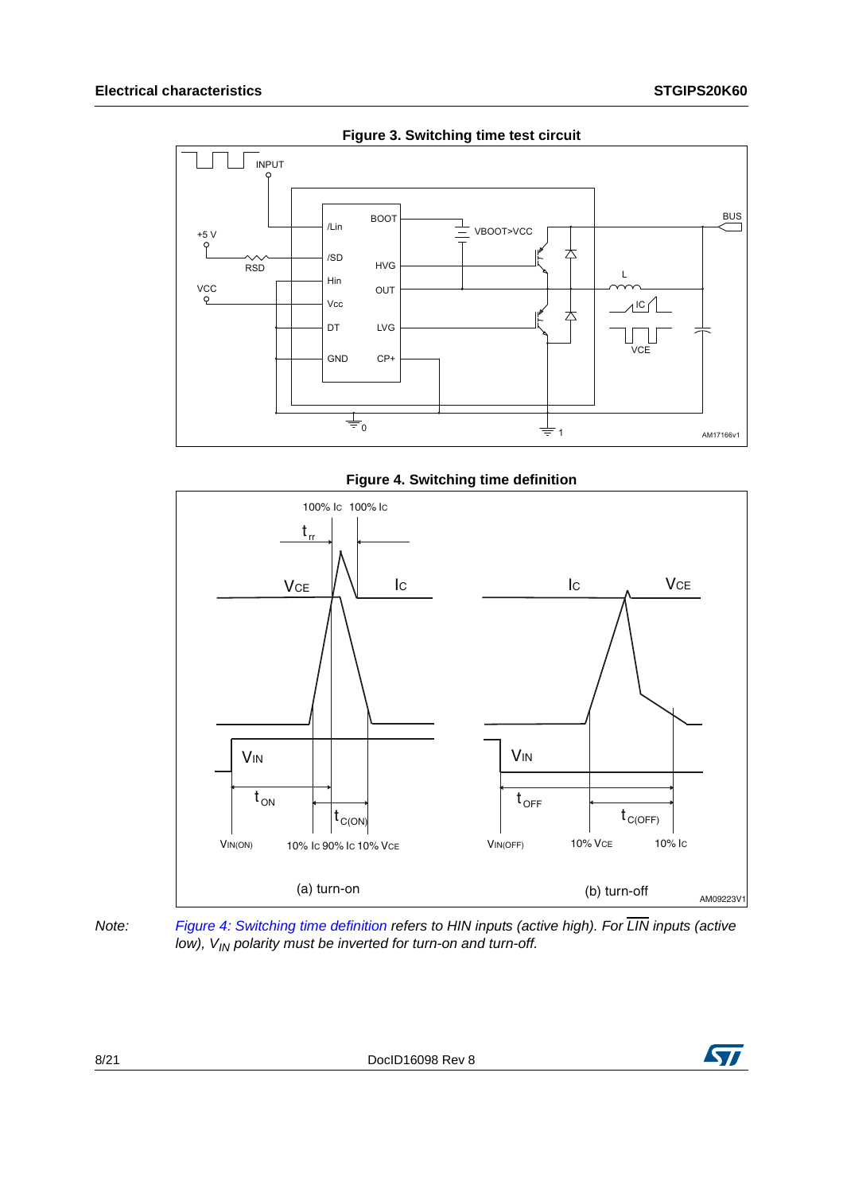**Figure 3. Switching time test circuit**

**Figure 4. Switching time definition**

*Note:* *Figure 4: Switching time definition refers to HIN inputs (active high). For $\overline{LIN}$ inputs (active low), $V_{IN}$ polarity must be inverted for turn-on and turn-off.*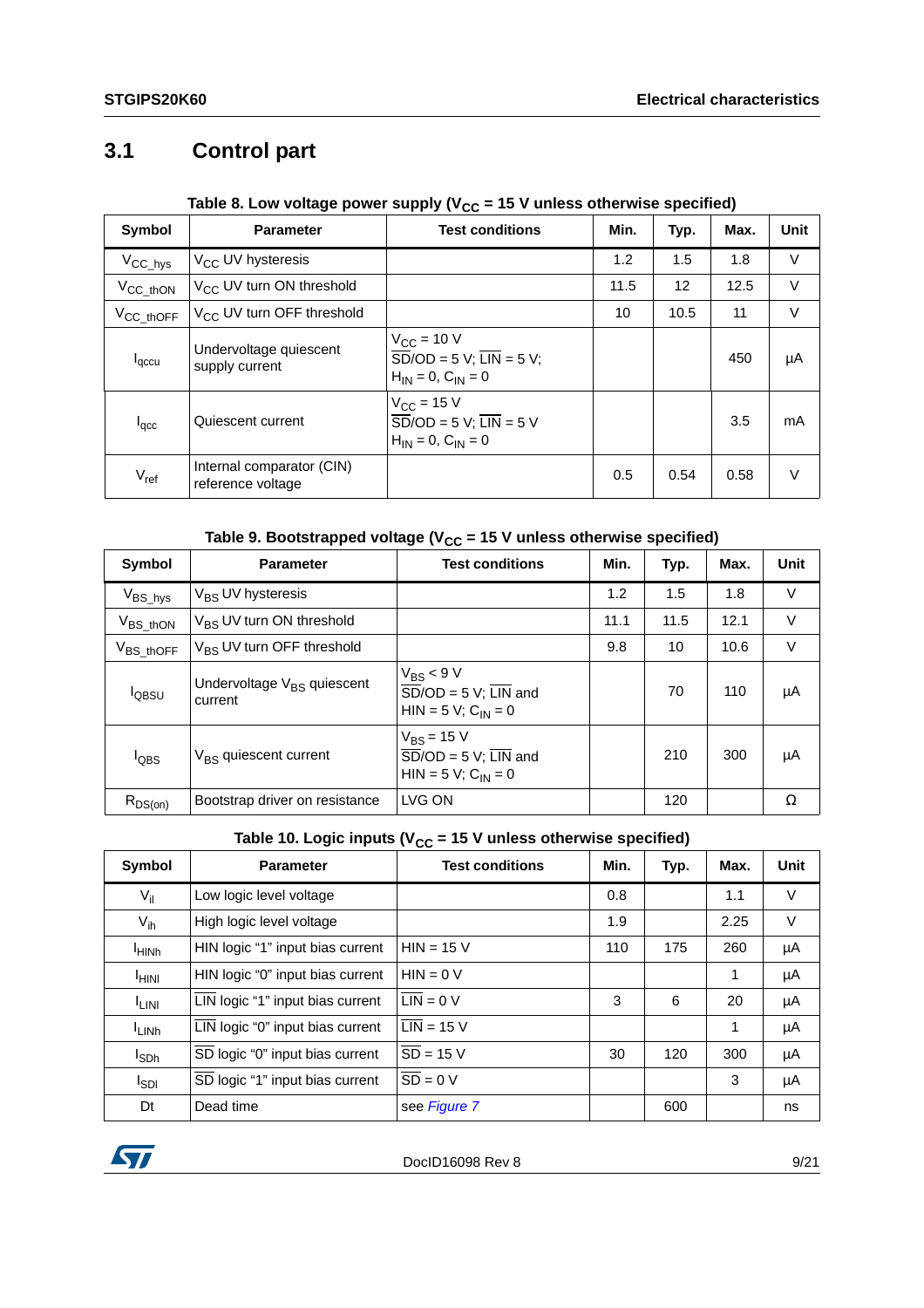## 3.1 Control part

**Table 8. Low voltage power supply ($V_{CC}$ = 15 V unless otherwise specified)**

| Symbol | Parameter | Test conditions | Min. | Typ. | Max. | Unit |
|---|---|---|---|---|---|---|
| $V_{CC\_hys}$ | $V_{CC}$ UV hysteresis | | 1.2 | 1.5 | 1.8 | V |
| $V_{CC\_thON}$ | $V_{CC}$ UV turn ON threshold | | 11.5 | 12 | 12.5 | V |
| $V_{CC\_thOFF}$ | $V_{CC}$ UV turn OFF threshold | | 10 | 10.5 | 11 | V |
| $I_{qccu}$ | Undervoltage quiescent supply current | $V_{CC}$ = 10 V $\overline{SD}$/OD = 5 V; $\overline{LIN}$ = 5 V; $H_{IN}$ = 0, $C_{IN}$ = 0 | | | 450 | µA |
| $I_{qcc}$ | Quiescent current | $V_{CC}$ = 15 V $\overline{SD}$/OD = 5 V; $\overline{LIN}$ = 5 V $H_{IN}$ = 0, $C_{IN}$ = 0 | | | 3.5 | mA |
| $V_{ref}$ | Internal comparator (CIN) reference voltage | | 0.5 | 0.54 | 0.58 | V |

**Table 9. Bootstrapped voltage ($V_{CC}$ = 15 V unless otherwise specified)**

| Symbol | Parameter | Test conditions | Min. | Typ. | Max. | Unit |
|---|---|---|---|---|---|---|
| $V_{BS\_hys}$ | $V_{BS}$ UV hysteresis | | 1.2 | 1.5 | 1.8 | V |
| $V_{BS\_thON}$ | $V_{BS}$ UV turn ON threshold | | 11.1 | 11.5 | 12.1 | V |
| $V_{BS\_thOFF}$ | $V_{BS}$ UV turn OFF threshold | | 9.8 | 10 | 10.6 | V |
| $I_{QBSU}$ | Undervoltage $V_{BS}$ quiescent current | $V_{BS}$ < 9 V $\overline{SD}$/OD = 5 V; $\overline{LIN}$ and HIN = 5 V; $C_{IN}$ = 0 | | 70 | 110 | µA |
| $I_{QBS}$ | $V_{BS}$ quiescent current | $V_{BS}$ = 15 V $\overline{SD}$/OD = 5 V; $\overline{LIN}$ and HIN = 5 V; $C_{IN}$ = 0 | | 210 | 300 | µA |
| $R_{DS(on)}$ | Bootstrap driver on resistance | LVG ON | | 120 | | Ω |

**Table 10. Logic inputs ($V_{CC}$ = 15 V unless otherwise specified)**

| Symbol | Parameter | Test conditions | Min. | Typ. | Max. | Unit |
|---|---|---|---|---|---|---|
| $V_{il}$ | Low logic level voltage | | 0.8 | | 1.1 | V |
| $V_{ih}$ | High logic level voltage | | 1.9 | | 2.25 | V |
| $I_{HINh}$ | HIN logic "1" input bias current | HIN = 15 V | 110 | 175 | 260 | µA |
| $I_{HINl}$ | HIN logic "0" input bias current | HIN = 0 V | | | 1 | µA |
| $I_{LINl}$ | $\overline{LIN}$ logic "1" input bias current | $\overline{LIN}$ = 0 V | 3 | 6 | 20 | µA |
| $I_{LINh}$ | $\overline{LIN}$ logic "0" input bias current | $\overline{LIN}$ = 15 V | | | 1 | µA |
| $I_{SDh}$ | $\overline{SD}$ logic "0" input bias current | $\overline{SD}$ = 15 V | 30 | 120 | 300 | µA |
| $I_{SDl}$ | $\overline{SD}$ logic "1" input bias current | $\overline{SD}$ = 0 V | | | 3 | µA |
| Dt | Dead time | see *Figure 7* | | 600 | | ns |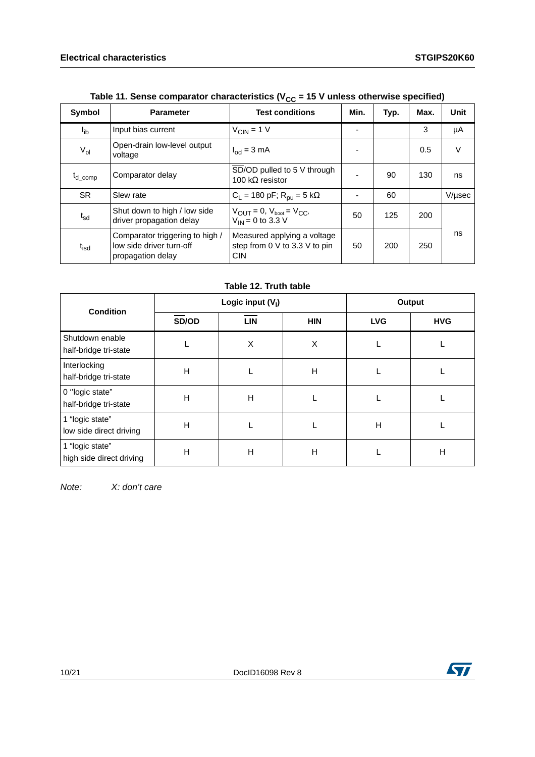**Table 11. Sense comparator characteristics ($V_{CC}$ = 15 V unless otherwise specified)**

| Symbol | Parameter | Test conditions | Min. | Typ. | Max. | Unit |
|---|---|---|---|---|---|---|
| $I_{ib}$ | Input bias current | $V_{CIN}$ = 1 V | - | | 3 | µA |
| $V_{ol}$ | Open-drain low-level output voltage | $I_{od}$ = 3 mA | - | | 0.5 | V |
| $t_{d\_comp}$ | Comparator delay | $\overline{SD}$/OD pulled to 5 V through 100 kΩ resistor | - | 90 | 130 | ns |
| SR | Slew rate | $C_L$ = 180 pF; $R_{pu}$ = 5 kΩ | - | 60 | | V/µsec |
| $t_{sd}$ | Shut down to high / low side driver propagation delay | $V_{OUT}$ = 0, $V_{boot}$ = $V_{CC}$, $V_{IN}$ = 0 to 3.3 V | 50 | 125 | 200 | ns |
| $t_{isd}$ | Comparator triggering to high / low side driver turn-off propagation delay | Measured applying a voltage step from 0 V to 3.3 V to pin CIN | 50 | 200 | 250 | ns |

**Table 12. Truth table**

| Condition | Logic input ($V_I$) | | | Output | |
|---|---|---|---|---|---|
| | $\overline{SD}$/OD | $\overline{LIN}$ | HIN | LVG | HVG |
| Shutdown enable half-bridge tri-state | L | X | X | L | L |
| Interlocking half-bridge tri-state | H | L | H | L | L |
| 0 "logic state" half-bridge tri-state | H | H | L | L | L |
| 1 "logic state" low side direct driving | H | L | L | H | L |
| 1 "logic state" high side direct driving | H | H | H | L | H |

*Note: X: don't care*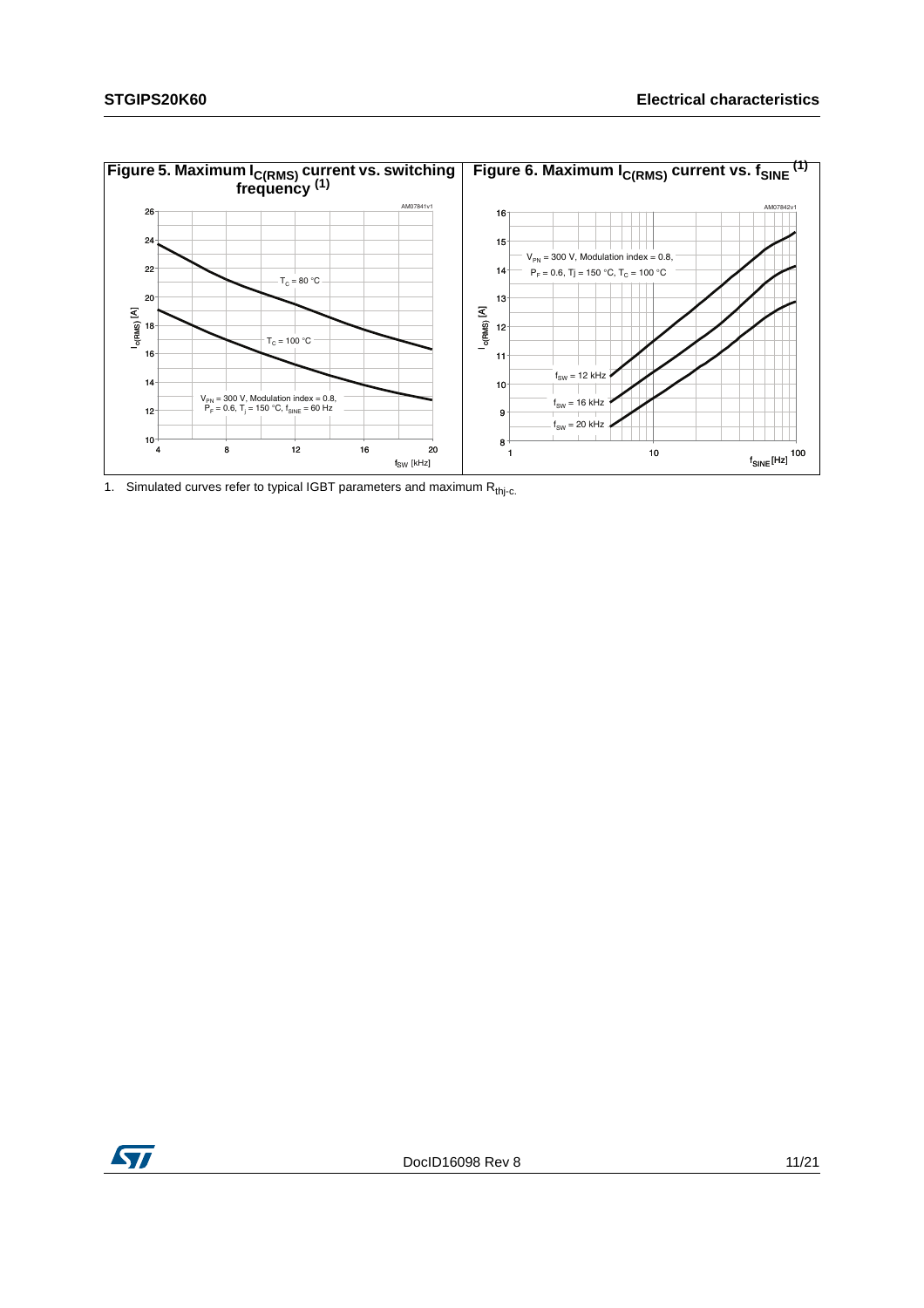**Figure 5. Maximum $I_{C(RMS)}$ current vs. switching frequency** [(1)]

**Figure 6. Maximum $I_{C(RMS)}$ current vs. $f_{SINE}$** [(1)]

1. Simulated curves refer to typical IGBT parameters and maximum $R_{thj\text{-}c}$.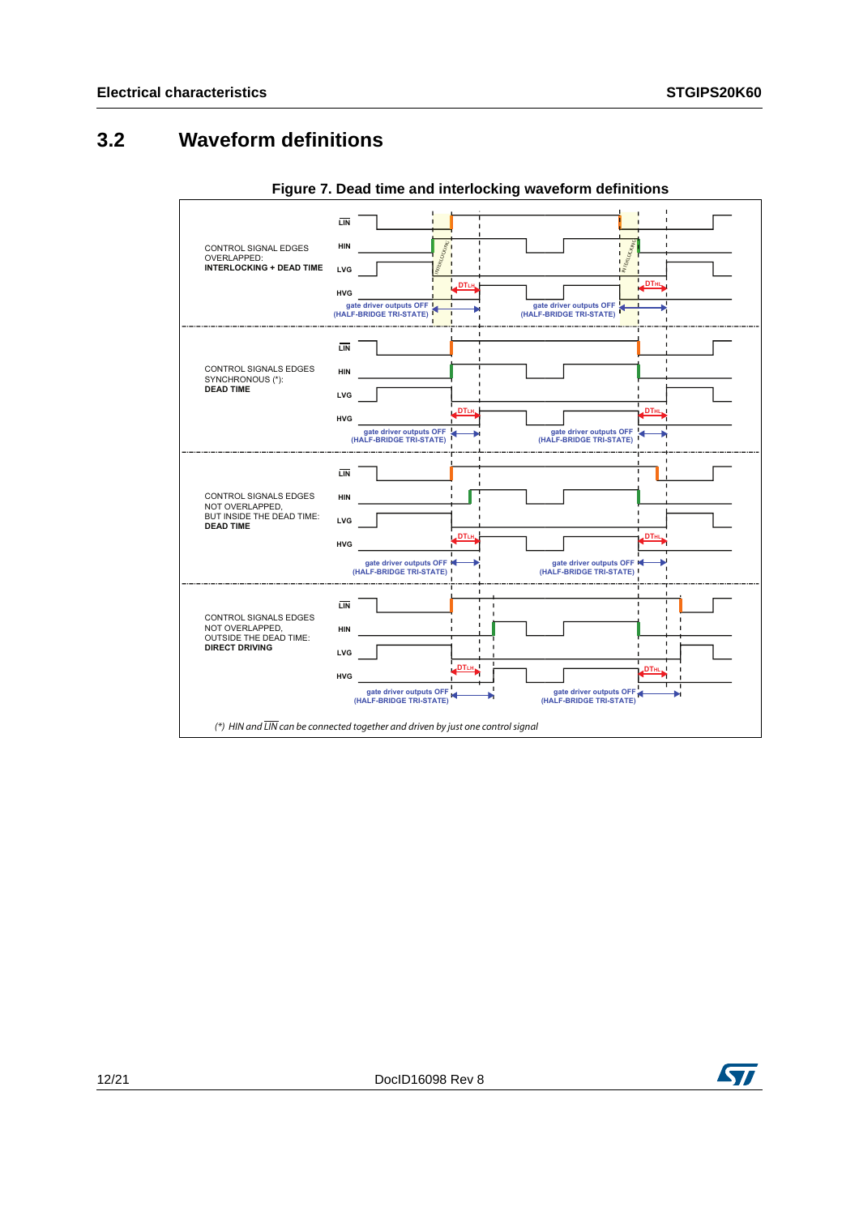## 3.2 Waveform definitions

**Figure 7. Dead time and interlocking waveform definitions**

CONTROL SIGNAL EDGES OVERLAPPED: **INTERLOCKING + DEAD TIME**

CONTROL SIGNALS EDGES SYNCHRONOUS (*): **DEAD TIME**

CONTROL SIGNALS EDGES NOT OVERLAPPED, BUT INSIDE THE DEAD TIME: **DEAD TIME**

CONTROL SIGNALS EDGES NOT OVERLAPPED, OUTSIDE THE DEAD TIME: **DIRECT DRIVING**

$\overline{LIN}$, HIN, LVG, HVG, $DT_{LH}$, $DT_{HL}$, INTERLOCKING, gate driver outputs OFF (HALF-BRIDGE TRI-STATE)

*(\*) HIN and $\overline{LIN}$ can be connected together and driven by just one control signal*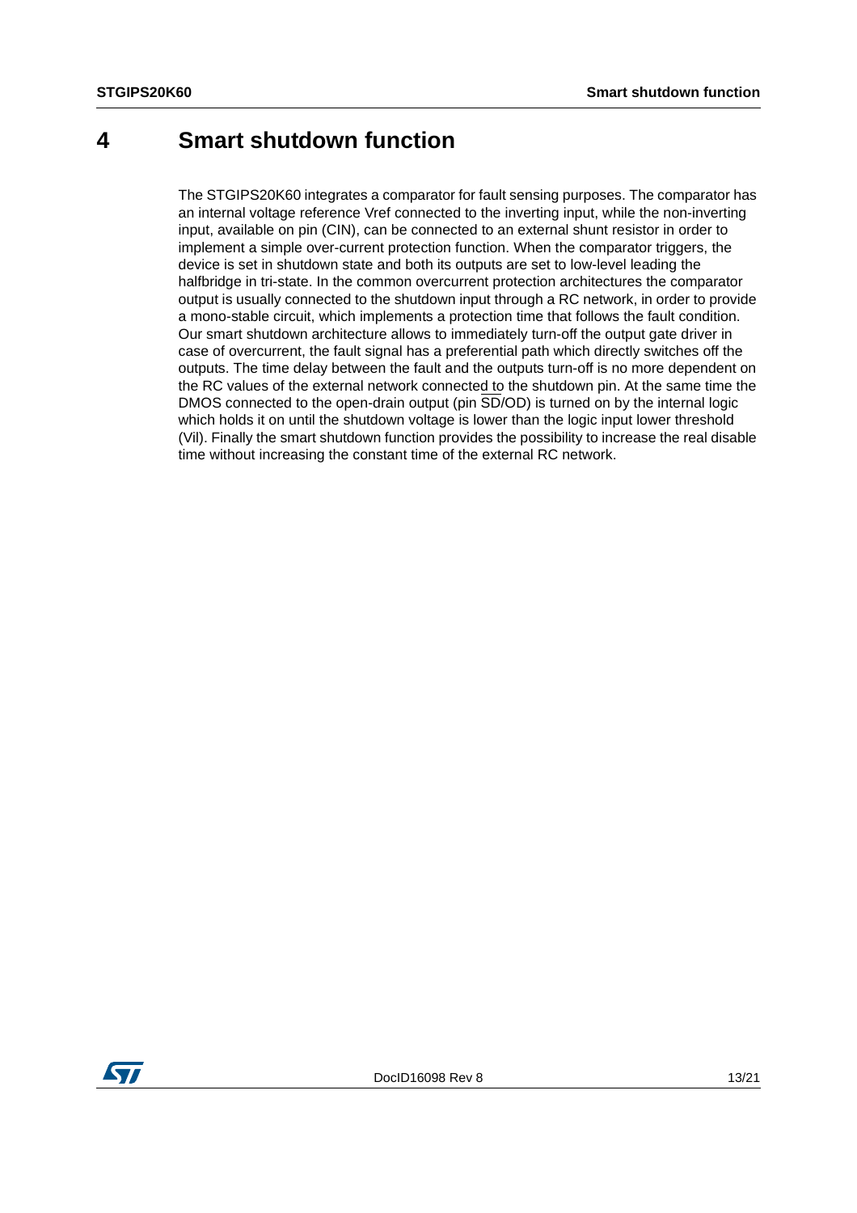# 4 Smart shutdown function

The STGIPS20K60 integrates a comparator for fault sensing purposes. The comparator has an internal voltage reference Vref connected to the inverting input, while the non-inverting input, available on pin (CIN), can be connected to an external shunt resistor in order to implement a simple over-current protection function. When the comparator triggers, the device is set in shutdown state and both its outputs are set to low-level leading the halfbridge in tri-state. In the common overcurrent protection architectures the comparator output is usually connected to the shutdown input through a RC network, in order to provide a mono-stable circuit, which implements a protection time that follows the fault condition. Our smart shutdown architecture allows to immediately turn-off the output gate driver in case of overcurrent, the fault signal has a preferential path which directly switches off the outputs. The time delay between the fault and the outputs turn-off is no more dependent on the RC values of the external network connected to the shutdown pin. At the same time the DMOS connected to the open-drain output (pin $\overline{SD}$/OD) is turned on by the internal logic which holds it on until the shutdown voltage is lower than the logic input lower threshold (Vil). Finally the smart shutdown function provides the possibility to increase the real disable time without increasing the constant time of the external RC network.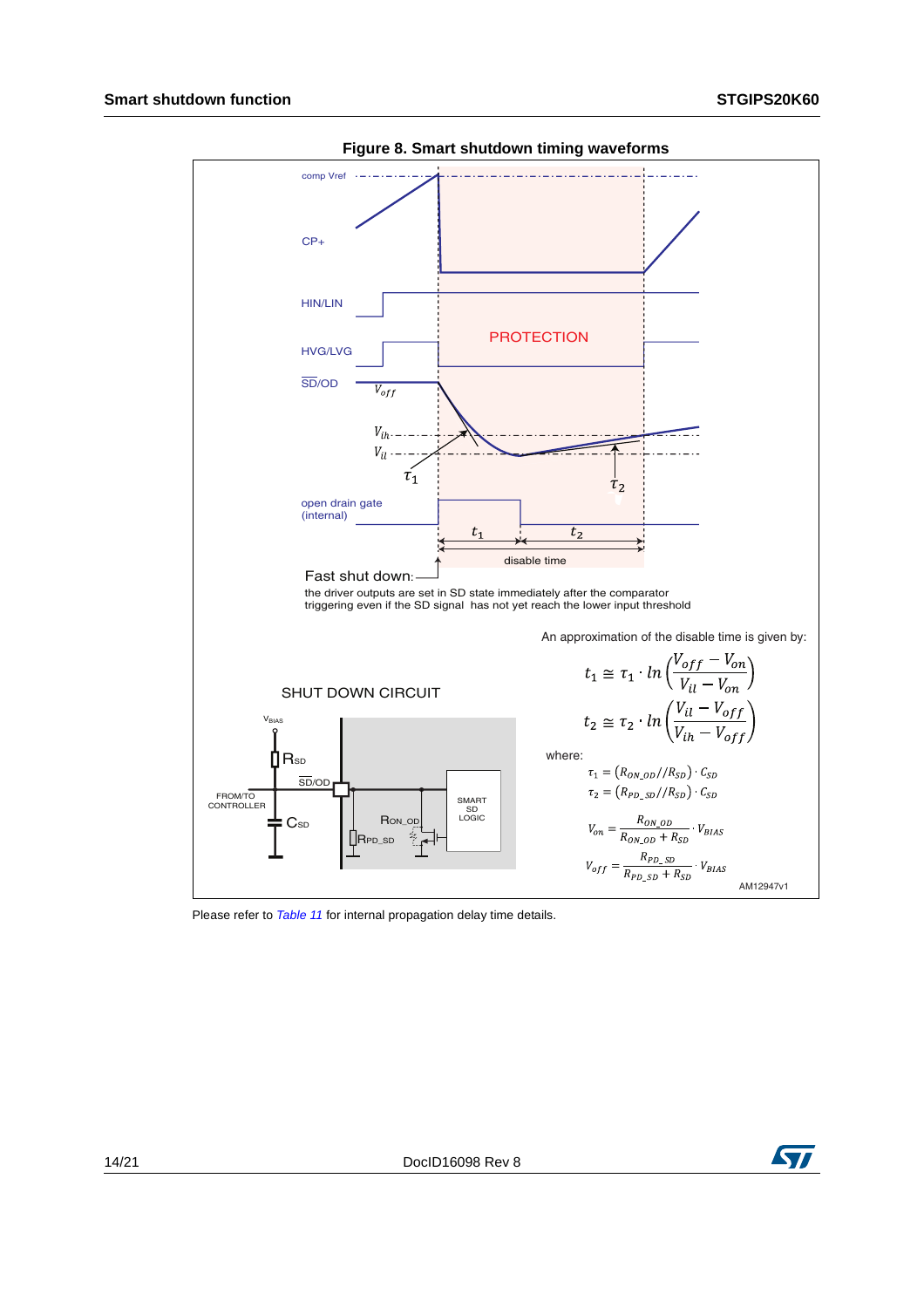**Figure 8. Smart shutdown timing waveforms**

Fast shut down: the driver outputs are set in SD state immediately after the comparator triggering even if the SD signal has not yet reach the lower input threshold

SHUT DOWN CIRCUIT

An approximation of the disable time is given by:

$$t_1 \cong \tau_1 \cdot ln\left(\frac{V_{off} - V_{on}}{V_{il} - V_{on}}\right)$$

$$t_2 \cong \tau_2 \cdot ln\left(\frac{V_{il} - V_{off}}{V_{ih} - V_{off}}\right)$$

where:

$$\tau_1 = (R_{ON\_OD} // R_{SD}) \cdot C_{SD}$$

$$\tau_2 = (R_{PD\_SD} // R_{SD}) \cdot C_{SD}$$

$$V_{on} = \frac{R_{ON\_OD}}{R_{ON\_OD} + R_{SD}} \cdot V_{BIAS}$$

$$V_{off} = \frac{R_{PD\_SD}}{R_{PD\_SD} + R_{SD}} \cdot V_{BIAS}$$

AM12947v1

Please refer to *Table 11* for internal propagation delay time details.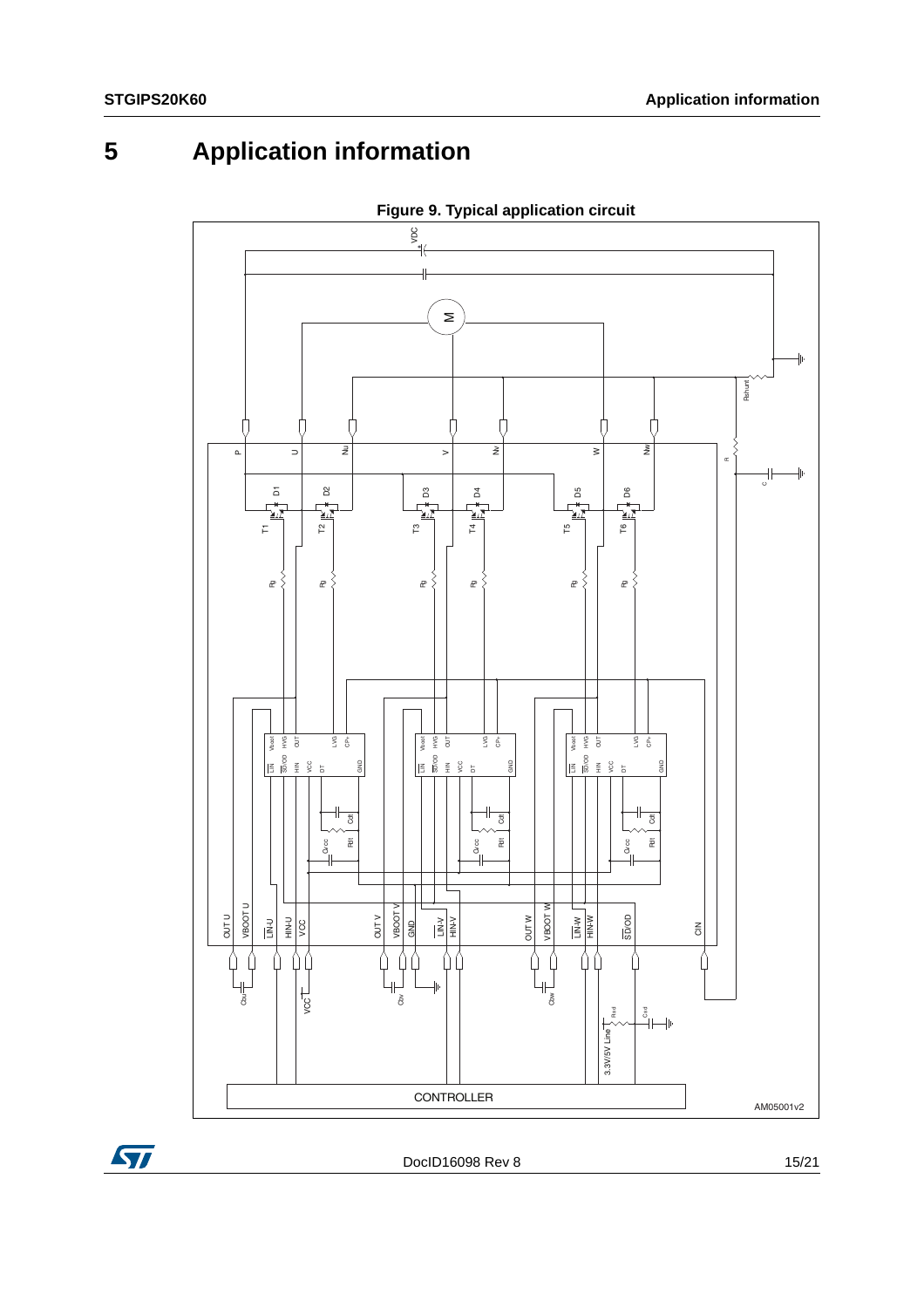# 5 Application information

**Figure 9. Typical application circuit**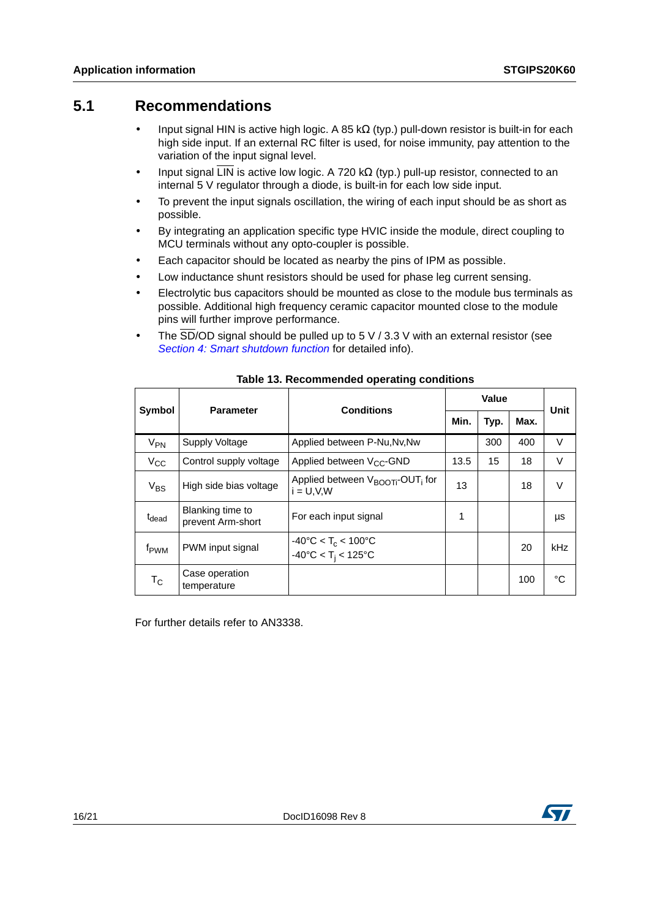## 5.1 Recommendations

- Input signal HIN is active high logic. A 85 kΩ (typ.) pull-down resistor is built-in for each high side input. If an external RC filter is used, for noise immunity, pay attention to the variation of the input signal level.
- Input signal $\overline{\text{LIN}}$ is active low logic. A 720 kΩ (typ.) pull-up resistor, connected to an internal 5 V regulator through a diode, is built-in for each low side input.
- To prevent the input signals oscillation, the wiring of each input should be as short as possible.
- By integrating an application specific type HVIC inside the module, direct coupling to MCU terminals without any opto-coupler is possible.
- Each capacitor should be located as nearby the pins of IPM as possible.
- Low inductance shunt resistors should be used for phase leg current sensing.
- Electrolytic bus capacitors should be mounted as close to the module bus terminals as possible. Additional high frequency ceramic capacitor mounted close to the module pins will further improve performance.
- The $\overline{\text{SD}}$/OD signal should be pulled up to 5 V / 3.3 V with an external resistor (see *Section 4: Smart shutdown function* for detailed info).

**Table 13. Recommended operating conditions**

| Symbol | Parameter | Conditions | Value | | | Unit |
|---|---|---|---|---|---|---|
| | | | Min. | Typ. | Max. | |
| $V_{PN}$ | Supply Voltage | Applied between P-Nu,Nv,Nw | | 300 | 400 | V |
| $V_{CC}$ | Control supply voltage | Applied between $V_{CC}$-GND | 13.5 | 15 | 18 | V |
| $V_{BS}$ | High side bias voltage | Applied between $V_{BOOTi}$-$OUT_i$ for i = U,V,W | 13 | | 18 | V |
| $t_{dead}$ | Blanking time to prevent Arm-short | For each input signal | 1 | | | µs |
| $f_{PWM}$ | PWM input signal | -40°C < $T_c$ < 100°C<br>-40°C < $T_j$ < 125°C | | | 20 | kHz |
| $T_C$ | Case operation temperature | | | | 100 | °C |

For further details refer to AN3338.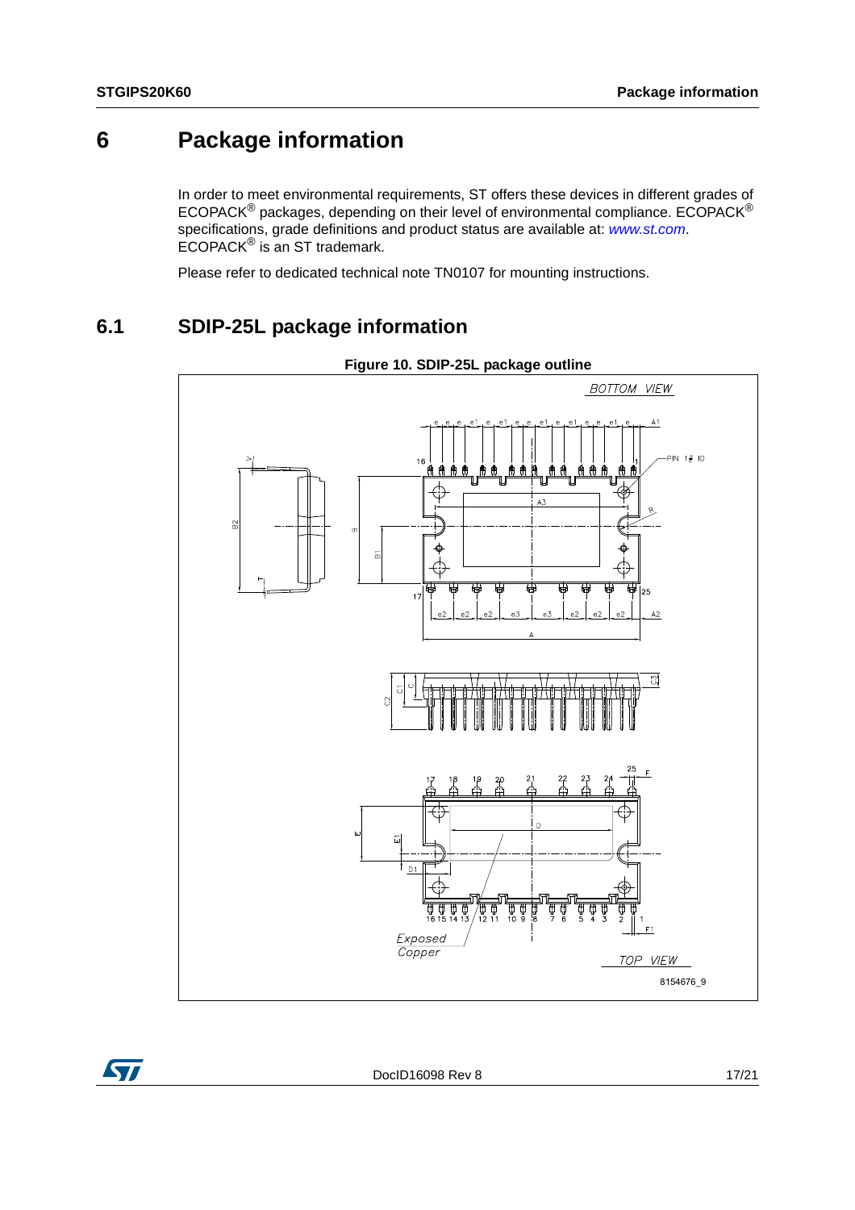# 6 Package information

In order to meet environmental requirements, ST offers these devices in different grades of ECOPACK® packages, depending on their level of environmental compliance. ECOPACK® specifications, grade definitions and product status are available at: *www.st.com*. ECOPACK® is an ST trademark.

Please refer to dedicated technical note TN0107 for mounting instructions.

## 6.1 SDIP-25L package information

**Figure 10. SDIP-25L package outline**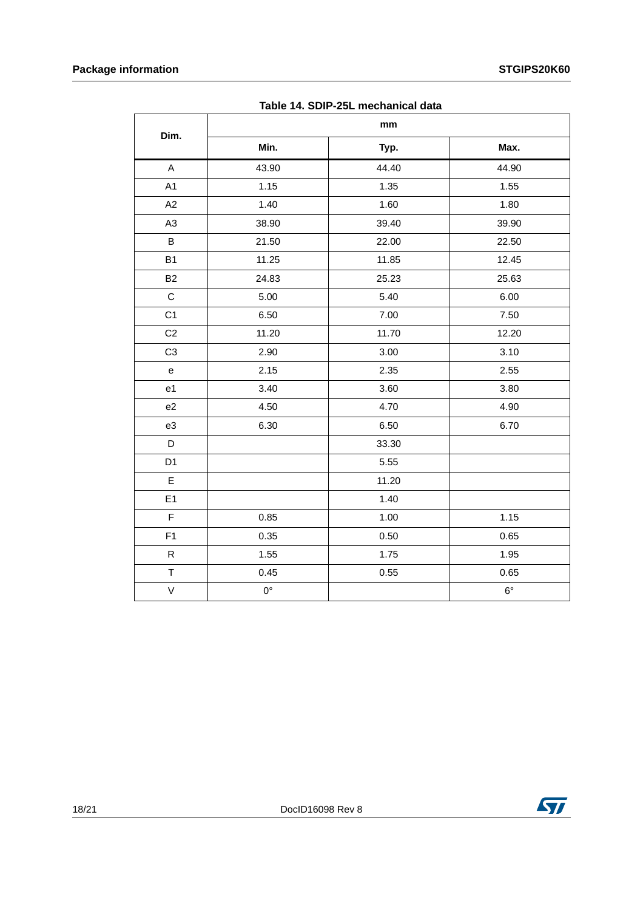Table 14. SDIP-25L mechanical data

| Dim. | mm | | |
|---|---|---|---|
| | Min. | Typ. | Max. |
| A | 43.90 | 44.40 | 44.90 |
| A1 | 1.15 | 1.35 | 1.55 |
| A2 | 1.40 | 1.60 | 1.80 |
| A3 | 38.90 | 39.40 | 39.90 |
| B | 21.50 | 22.00 | 22.50 |
| B1 | 11.25 | 11.85 | 12.45 |
| B2 | 24.83 | 25.23 | 25.63 |
| C | 5.00 | 5.40 | 6.00 |
| C1 | 6.50 | 7.00 | 7.50 |
| C2 | 11.20 | 11.70 | 12.20 |
| C3 | 2.90 | 3.00 | 3.10 |
| e | 2.15 | 2.35 | 2.55 |
| e1 | 3.40 | 3.60 | 3.80 |
| e2 | 4.50 | 4.70 | 4.90 |
| e3 | 6.30 | 6.50 | 6.70 |
| D | | 33.30 | |
| D1 | | 5.55 | |
| E | | 11.20 | |
| E1 | | 1.40 | |
| F | 0.85 | 1.00 | 1.15 |
| F1 | 0.35 | 0.50 | 0.65 |
| R | 1.55 | 1.75 | 1.95 |
| T | 0.45 | 0.55 | 0.65 |
| V | 0° | | 6° |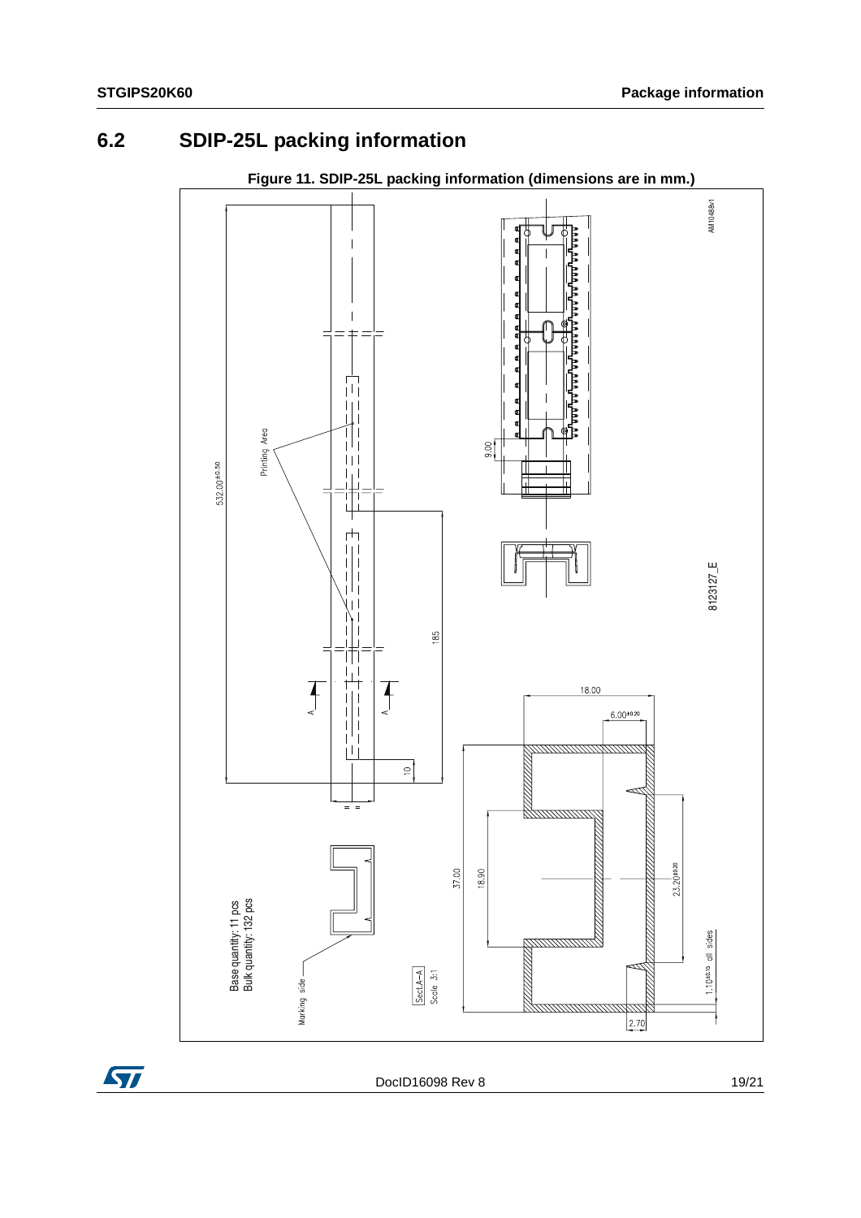## 6.2 SDIP-25L packing information

**Figure 11. SDIP-25L packing information (dimensions are in mm.)**

AM10488v1

8123127_E

Printing Area

532.00±0.50

185

10

9.00

18.00

6.00±0.20

37.00

18.90

23.20±0.20

1.10±0.15 all sides

2.70

Base quantity: 11 pcs
Bulk quantity: 132 pcs

Marking side

Sect.A–A
Scale 3:1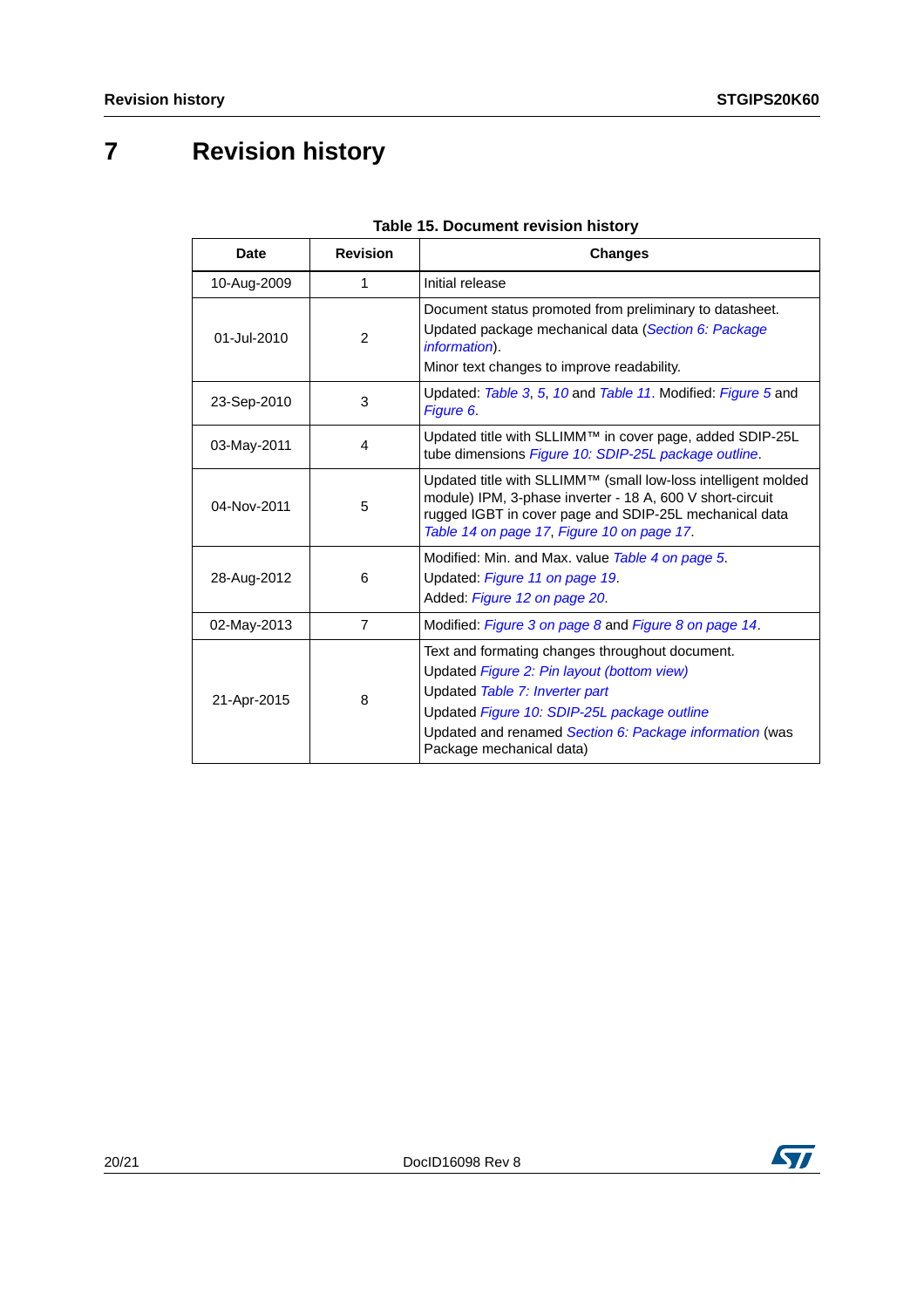# 7 Revision history

**Table 15. Document revision history**

| Date | Revision | Changes |
|---|---|---|
| 10-Aug-2009 | 1 | Initial release |
| 01-Jul-2010 | 2 | Document status promoted from preliminary to datasheet.<br>Updated package mechanical data (*Section 6: Package information*).<br>Minor text changes to improve readability. |
| 23-Sep-2010 | 3 | Updated: *Table 3*, *5*, *10* and *Table 11*. Modified: *Figure 5* and *Figure 6*. |
| 03-May-2011 | 4 | Updated title with SLLIMM™ in cover page, added SDIP-25L tube dimensions *Figure 10: SDIP-25L package outline*. |
| 04-Nov-2011 | 5 | Updated title with SLLIMM™ (small low-loss intelligent molded module) IPM, 3-phase inverter - 18 A, 600 V short-circuit rugged IGBT in cover page and SDIP-25L mechanical data *Table 14 on page 17*, *Figure 10 on page 17*. |
| 28-Aug-2012 | 6 | Modified: Min. and Max. value *Table 4 on page 5*.<br>Updated: *Figure 11 on page 19*.<br>Added: *Figure 12 on page 20*. |
| 02-May-2013 | 7 | Modified: *Figure 3 on page 8* and *Figure 8 on page 14*. |
| 21-Apr-2015 | 8 | Text and formating changes throughout document.<br>Updated *Figure 2: Pin layout (bottom view)*<br>Updated *Table 7: Inverter part*<br>Updated *Figure 10: SDIP-25L package outline*<br>Updated and renamed *Section 6: Package information* (was Package mechanical data) |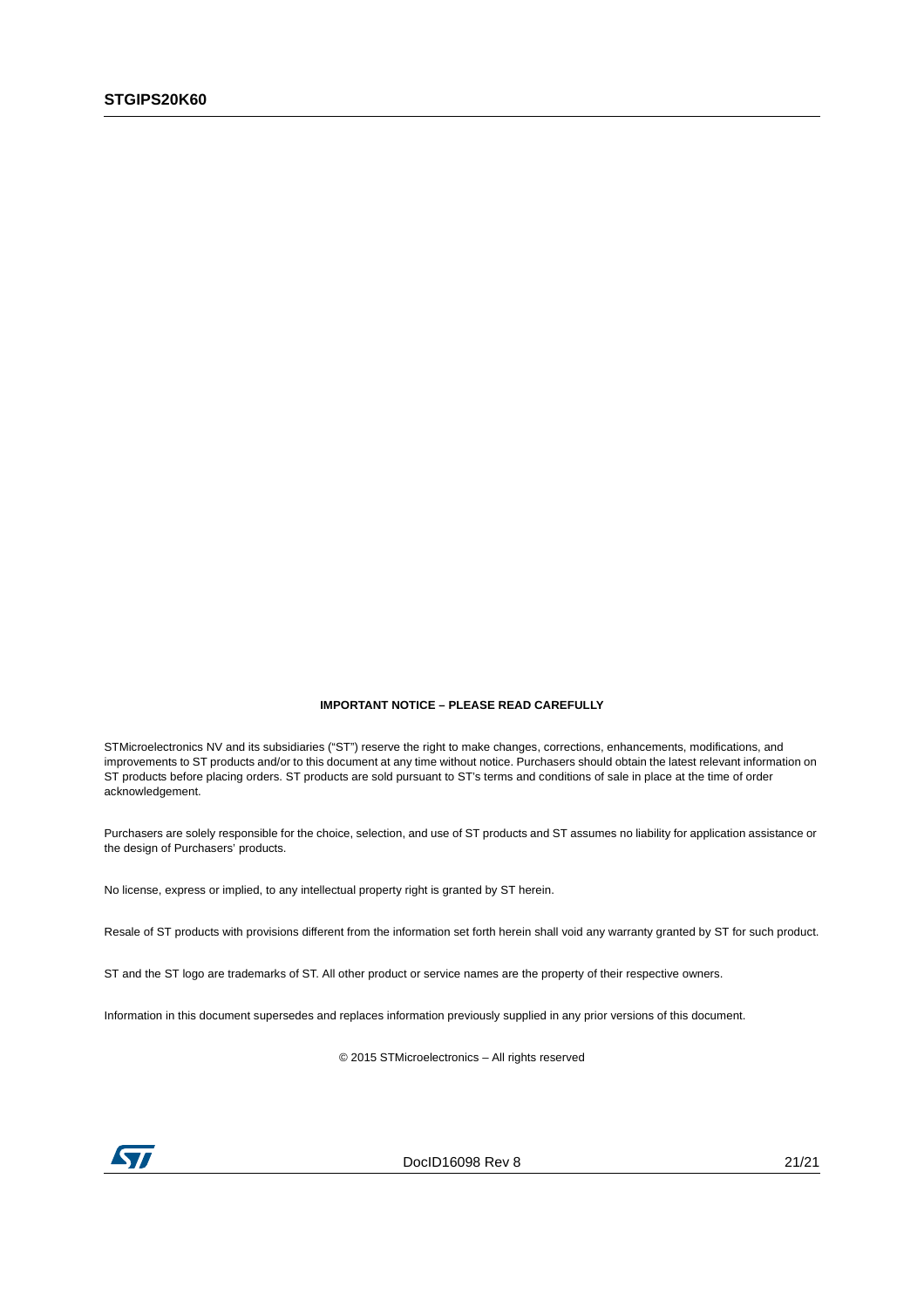**IMPORTANT NOTICE – PLEASE READ CAREFULLY**

STMicroelectronics NV and its subsidiaries ("ST") reserve the right to make changes, corrections, enhancements, modifications, and improvements to ST products and/or to this document at any time without notice. Purchasers should obtain the latest relevant information on ST products before placing orders. ST products are sold pursuant to ST's terms and conditions of sale in place at the time of order acknowledgement.

Purchasers are solely responsible for the choice, selection, and use of ST products and ST assumes no liability for application assistance or the design of Purchasers' products.

No license, express or implied, to any intellectual property right is granted by ST herein.

Resale of ST products with provisions different from the information set forth herein shall void any warranty granted by ST for such product.

ST and the ST logo are trademarks of ST. All other product or service names are the property of their respective owners.

Information in this document supersedes and replaces information previously supplied in any prior versions of this document.

© 2015 STMicroelectronics – All rights reserved